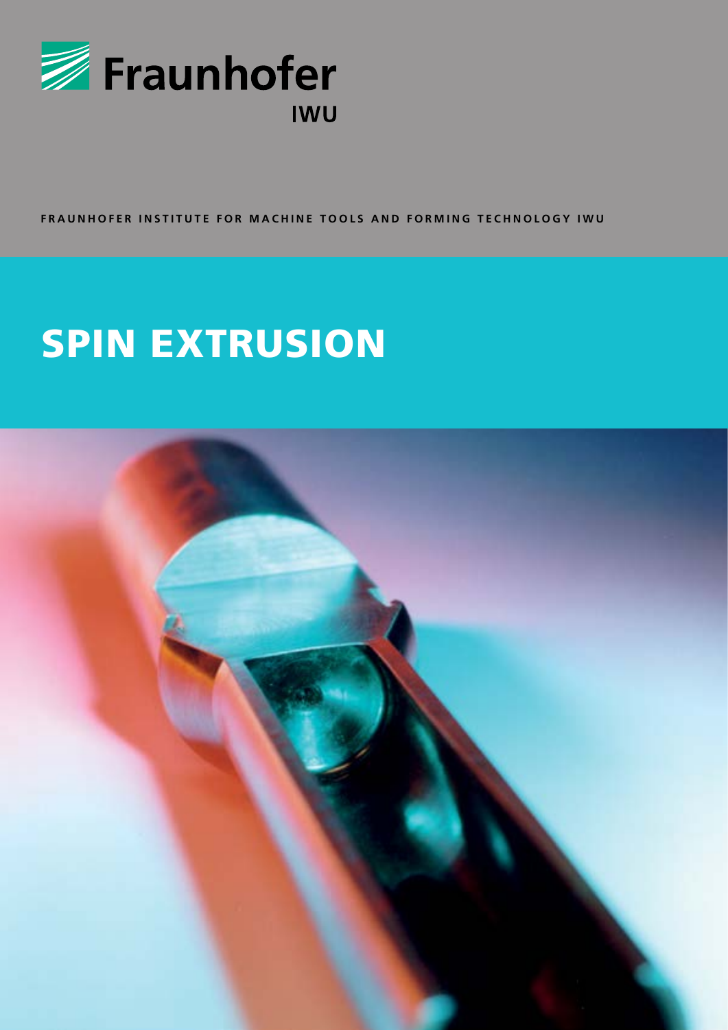Fraunhofer IWU

**FRAUNHOFER INSTITUTE FOR MACHINE TOOLS AND FORMING TECHNOLOGY IWU**

# SPIN EXTRUSION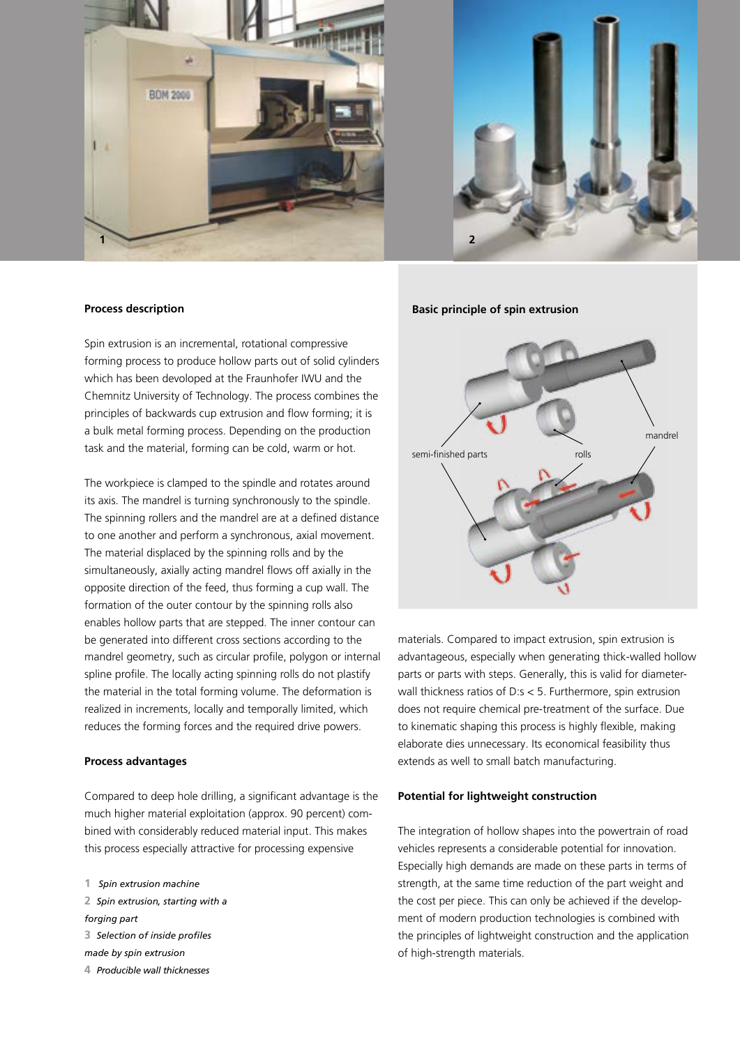## Process description

Spin extrusion is an incremental, rotational compressive forming process to produce hollow parts out of solid cylinders which has been devoloped at the Fraunhofer IWU and the Chemnitz University of Technology. The process combines the principles of backwards cup extrusion and flow forming; it is a bulk metal forming process. Depending on the production task and the material, forming can be cold, warm or hot.

The workpiece is clamped to the spindle and rotates around its axis. The mandrel is turning synchronously to the spindle. The spinning rollers and the mandrel are at a defined distance to one another and perform a synchronous, axial movement. The material displaced by the spinning rolls and by the simultaneously, axially acting mandrel flows off axially in the opposite direction of the feed, thus forming a cup wall. The formation of the outer contour by the spinning rolls also enables hollow parts that are stepped. The inner contour can be generated into different cross sections according to the mandrel geometry, such as circular profile, polygon or internal spline profile. The locally acting spinning rolls do not plastify the material in the total forming volume. The deformation is realized in increments, locally and temporally limited, which reduces the forming forces and the required drive powers.

## Process advantages

Compared to deep hole drilling, a significant advantage is the much higher material exploitation (approx. 90 percent) combined with considerably reduced material input. This makes this process especially attractive for processing expensive materials. Compared to impact extrusion, spin extrusion is advantageous, especially when generating thick-walled hollow parts or parts with steps. Generally, this is valid for diameter-wall thickness ratios of D:s < 5. Furthermore, spin extrusion does not require chemical pre-treatment of the surface. Due to kinematic shaping this process is highly flexible, making elaborate dies unnecessary. Its economical feasibility thus extends as well to small batch manufacturing.

*1 Spin extrusion machine*

*2 Spin extrusion, starting with a forging part*

*3 Selection of inside profiles made by spin extrusion*

*4 Producible wall thicknesses*

## Basic principle of spin extrusion

## Potential for lightweight construction

The integration of hollow shapes into the powertrain of road vehicles represents a considerable potential for innovation. Especially high demands are made on these parts in terms of strength, at the same time reduction of the part weight and the cost per piece. This can only be achieved if the development of modern production technologies is combined with the principles of lightweight construction and the application of high-strength materials.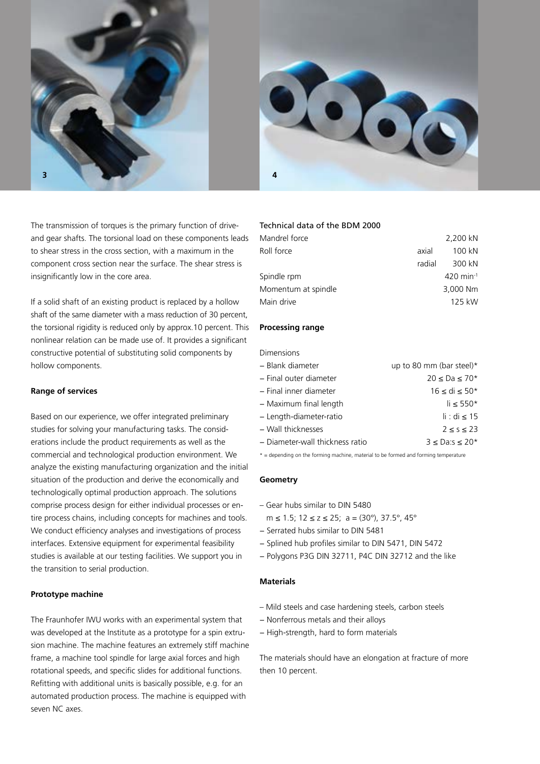The transmission of torques is the primary function of drive- and gear shafts. The torsional load on these components leads to shear stress in the cross section, with a maximum in the component cross section near the surface. The shear stress is insignificantly low in the core area.

If a solid shaft of an existing product is replaced by a hollow shaft of the same diameter with a mass reduction of 30 percent, the torsional rigidity is reduced only by approx.10 percent. This nonlinear relation can be made use of. It provides a significant constructive potential of substituting solid components by hollow components.

**Range of services**

Based on our experience, we offer integrated preliminary studies for solving your manufacturing tasks. The considerations include the product requirements as well as the commercial and technological production environment. We analyze the existing manufacturing organization and the initial situation of the production and derive the economically and technologically optimal production approach. The solutions comprise process design for either individual processes or entire process chains, including concepts for machines and tools. We conduct efficiency analyses and investigations of process interfaces. Extensive equipment for experimental feasibility studies is available at our testing facilities. We support you in the transition to serial production.

**Prototype machine**

The Fraunhofer IWU works with an experimental system that was developed at the Institute as a prototype for a spin extrusion machine. The machine features an extremely stiff machine frame, a machine tool spindle for large axial forces and high rotational speeds, and specific slides for additional functions. Refitting with additional units is basically possible, e.g. for an automated production process. The machine is equipped with seven NC axes.

Technical data of the BDM 2000

| | | |
|---|---|---|
| Mandrel force | | 2,200 kN |
| Roll force | axial | 100 kN |
| | radial | 300 kN |
| Spindle rpm | | 420 $min^{-1}$ |
| Momentum at spindle | | 3,000 Nm |
| Main drive | | 125 kW |

**Processing range**

Dimensions

| | |
|---|---|
| – Blank diameter | up to 80 mm (bar steel)* |
| – Final outer diameter | $20 \leq Da \leq 70$* |
| – Final inner diameter | $16 \leq di \leq 50$* |
| – Maximum final length | $li \leq 550$* |
| – Length-diameter-ratio | $li : di \leq 15$ |
| – Wall thicknesses | $2 \leq s \leq 23$ |
| – Diameter-wall thickness ratio | $3 \leq Da{:}s \leq 20$* |

* = depending on the forming machine, material to be formed and forming temperature

**Geometry**

- Gear hubs similar to DIN 5480
  $m \leq 1.5$; $12 \leq z \leq 25$; $a = (30°), 37.5°, 45°$
- Serrated hubs similar to DIN 5481
- Splined hub profiles similar to DIN 5471, DIN 5472
- Polygons P3G DIN 32711, P4C DIN 32712 and the like

**Materials**

- Mild steels and case hardening steels, carbon steels
- Nonferrous metals and their alloys
- High-strength, hard to form materials

The materials should have an elongation at fracture of more then 10 percent.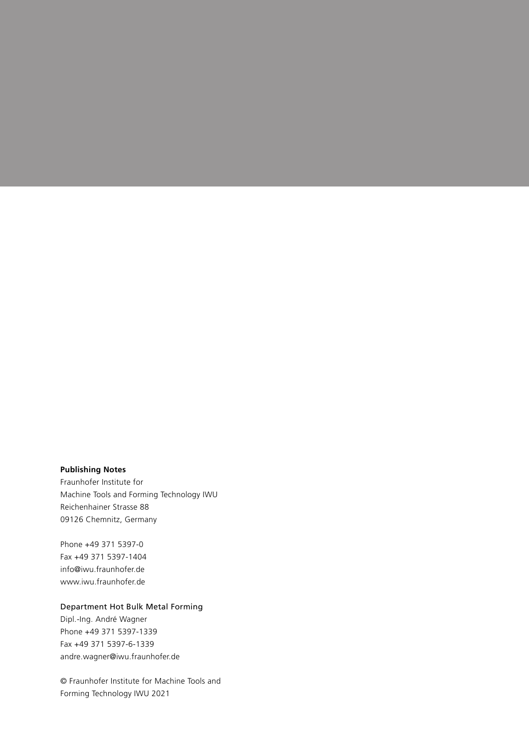**Publishing Notes**

Fraunhofer Institute for
Machine Tools and Forming Technology IWU
Reichenhainer Strasse 88
09126 Chemnitz, Germany

Phone +49 371 5397-0
Fax +49 371 5397-1404
info@iwu.fraunhofer.de
www.iwu.fraunhofer.de

Department Hot Bulk Metal Forming

Dipl.-Ing. André Wagner
Phone +49 371 5397-1339
Fax +49 371 5397-6-1339
andre.wagner@iwu.fraunhofer.de

© Fraunhofer Institute for Machine Tools and Forming Technology IWU 2021